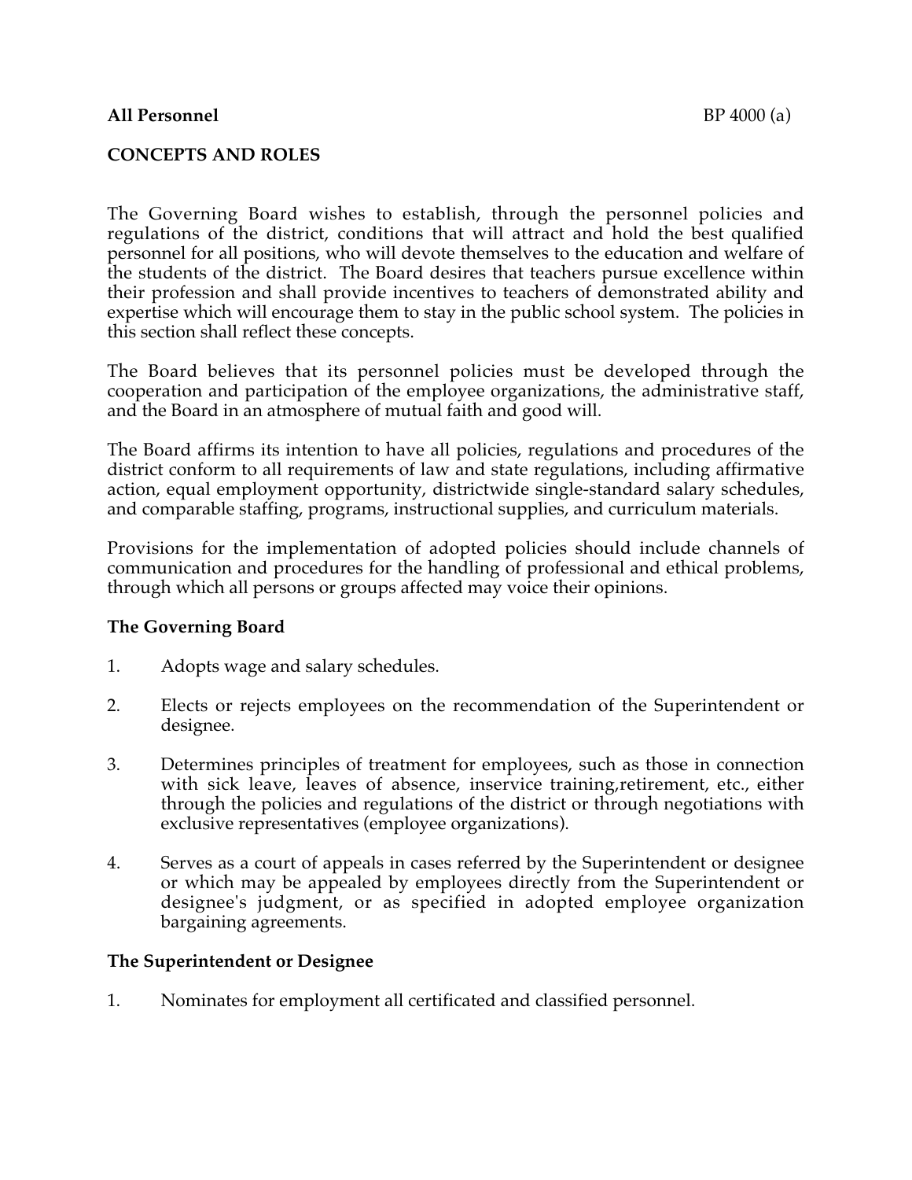**All Personnel** BP 4000 (a)

## CONCEPTS AND ROLES

The Governing Board wishes to establish, through the personnel policies and regulations of the district, conditions that will attract and hold the best qualified personnel for all positions, who will devote themselves to the education and welfare of the students of the district. The Board desires that teachers pursue excellence within their profession and shall provide incentives to teachers of demonstrated ability and expertise which will encourage them to stay in the public school system. The policies in this section shall reflect these concepts.

The Board believes that its personnel policies must be developed through the cooperation and participation of the employee organizations, the administrative staff, and the Board in an atmosphere of mutual faith and good will.

The Board affirms its intention to have all policies, regulations and procedures of the district conform to all requirements of law and state regulations, including affirmative action, equal employment opportunity, districtwide single-standard salary schedules, and comparable staffing, programs, instructional supplies, and curriculum materials.

Provisions for the implementation of adopted policies should include channels of communication and procedures for the handling of professional and ethical problems, through which all persons or groups affected may voice their opinions.

### The Governing Board

1. Adopts wage and salary schedules.

2. Elects or rejects employees on the recommendation of the Superintendent or designee.

3. Determines principles of treatment for employees, such as those in connection with sick leave, leaves of absence, inservice training,retirement, etc., either through the policies and regulations of the district or through negotiations with exclusive representatives (employee organizations).

4. Serves as a court of appeals in cases referred by the Superintendent or designee or which may be appealed by employees directly from the Superintendent or designee's judgment, or as specified in adopted employee organization bargaining agreements.

### The Superintendent or Designee

1. Nominates for employment all certificated and classified personnel.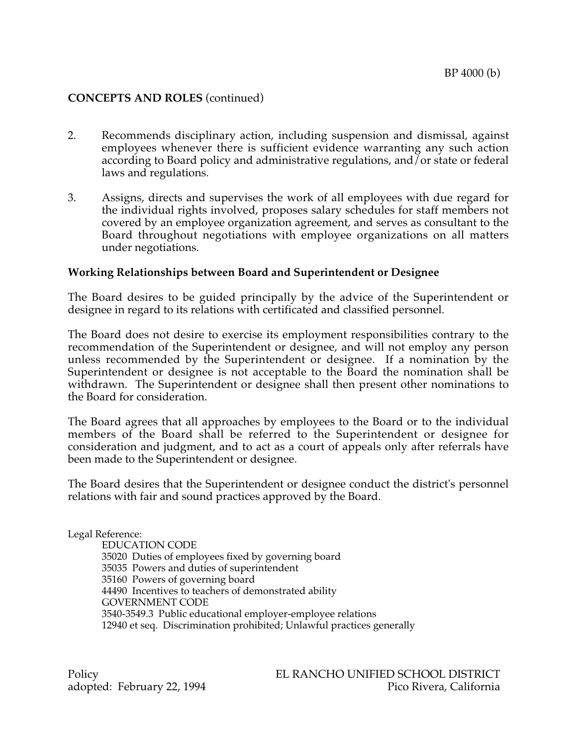**CONCEPTS AND ROLES** (continued)

2. Recommends disciplinary action, including suspension and dismissal, against employees whenever there is sufficient evidence warranting any such action according to Board policy and administrative regulations, and/or state or federal laws and regulations.

3. Assigns, directs and supervises the work of all employees with due regard for the individual rights involved, proposes salary schedules for staff members not covered by an employee organization agreement, and serves as consultant to the Board throughout negotiations with employee organizations on all matters under negotiations.

**Working Relationships between Board and Superintendent or Designee**

The Board desires to be guided principally by the advice of the Superintendent or designee in regard to its relations with certificated and classified personnel.

The Board does not desire to exercise its employment responsibilities contrary to the recommendation of the Superintendent or designee, and will not employ any person unless recommended by the Superintendent or designee. If a nomination by the Superintendent or designee is not acceptable to the Board the nomination shall be withdrawn. The Superintendent or designee shall then present other nominations to the Board for consideration.

The Board agrees that all approaches by employees to the Board or to the individual members of the Board shall be referred to the Superintendent or designee for consideration and judgment, and to act as a court of appeals only after referrals have been made to the Superintendent or designee.

The Board desires that the Superintendent or designee conduct the district's personnel relations with fair and sound practices approved by the Board.

Legal Reference:
EDUCATION CODE
35020 Duties of employees fixed by governing board
35035 Powers and duties of superintendent
35160 Powers of governing board
44490 Incentives to teachers of demonstrated ability
GOVERNMENT CODE
3540-3549.3 Public educational employer-employee relations
12940 et seq. Discrimination prohibited; Unlawful practices generally

Policy
adopted: February 22, 1994

EL RANCHO UNIFIED SCHOOL DISTRICT
Pico Rivera, California